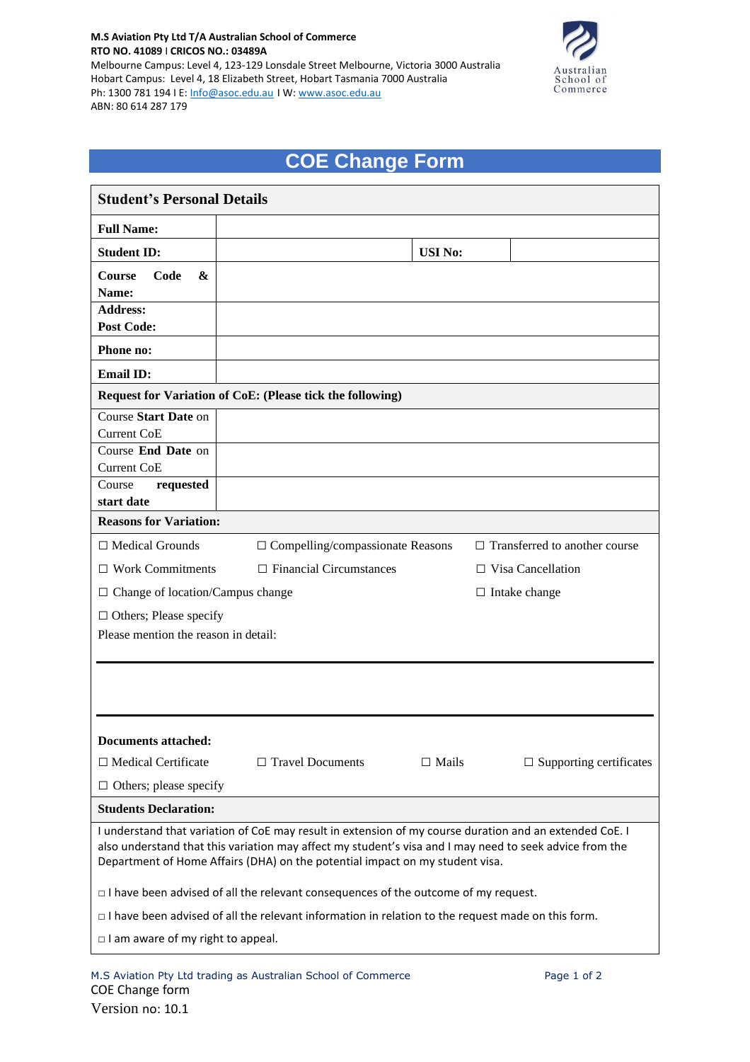**M.S Aviation Pty Ltd T/A Australian School of Commerce**
**RTO NO. 41089 | CRICOS NO.: 03489A**
Melbourne Campus: Level 4, 123-129 Lonsdale Street Melbourne, Victoria 3000 Australia
Hobart Campus: Level 4, 18 Elizabeth Street, Hobart Tasmania 7000 Australia
Ph: 1300 781 194 I E: Info@asoc.edu.au I W: www.asoc.edu.au
ABN: 80 614 287 179

Australian School of Commerce

# COE Change Form

## Student's Personal Details

| | | | |
|---|---|---|---|
| **Full Name:** | | | |
| **Student ID:** | | **USI No:** | |
| **Course Code & Name:** | | | |
| **Address:**<br>**Post Code:** | | | |
| **Phone no:** | | | |
| **Email ID:** | | | |

**Request for Variation of CoE: (Please tick the following)**

| | |
|---|---|
| Course **Start Date** on Current CoE | |
| Course **End Date** on Current CoE | |
| Course **requested start date** | |

**Reasons for Variation:**

☐ Medical Grounds ☐ Compelling/compassionate Reasons ☐ Transferred to another course

☐ Work Commitments ☐ Financial Circumstances ☐ Visa Cancellation

☐ Change of location/Campus change ☐ Intake change

☐ Others; Please specify

Please mention the reason in detail:

**Documents attached:**

☐ Medical Certificate ☐ Travel Documents ☐ Mails ☐ Supporting certificates

☐ Others; please specify

**Students Declaration:**

I understand that variation of CoE may result in extension of my course duration and an extended CoE. I also understand that this variation may affect my student's visa and I may need to seek advice from the Department of Home Affairs (DHA) on the potential impact on my student visa.

☐ I have been advised of all the relevant consequences of the outcome of my request.

☐ I have been advised of all the relevant information in relation to the request made on this form.

☐ I am aware of my right to appeal.

M.S Aviation Pty Ltd trading as Australian School of Commerce
COE Change form
Version no: 10.1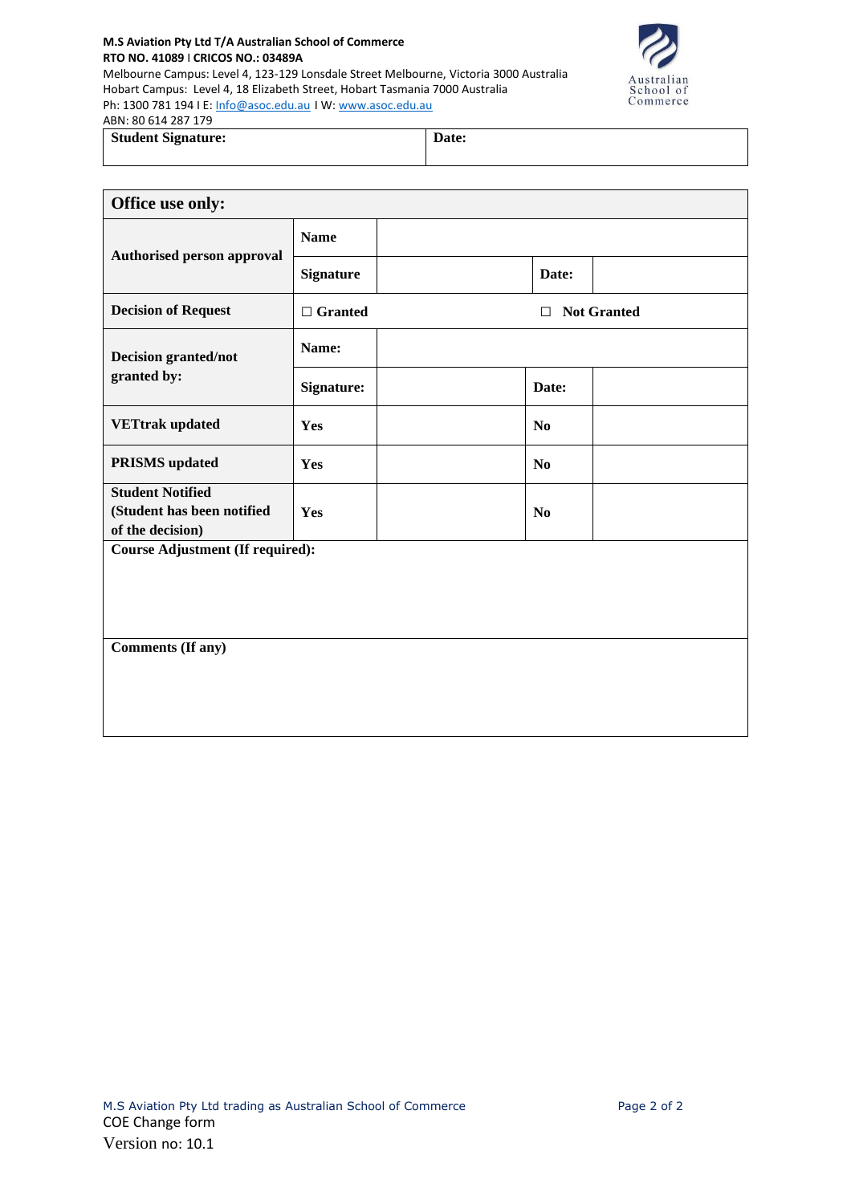M.S Aviation Pty Ltd T/A Australian School of Commerce
RTO NO. 41089 I CRICOS NO.: 03489A
Melbourne Campus: Level 4, 123-129 Lonsdale Street Melbourne, Victoria 3000 Australia
Hobart Campus: Level 4, 18 Elizabeth Street, Hobart Tasmania 7000 Australia
Ph: 1300 781 194 I E: Info@asoc.edu.au I W: www.asoc.edu.au
ABN: 80 614 287 179

| **Student Signature:** | **Date:** |
|---|---|

| **Office use only:** | | | | |
|---|---|---|---|---|
| **Authorised person approval** | **Name** | | | |
| | **Signature** | | **Date:** | |
| **Decision of Request** | ☐ **Granted** | | ☐ **Not Granted** | |
| **Decision granted/not granted by:** | **Name:** | | | |
| | **Signature:** | | **Date:** | |
| **VETtrak updated** | **Yes** | | **No** | |
| **PRISMS updated** | **Yes** | | **No** | |
| **Student Notified (Student has been notified of the decision)** | **Yes** | | **No** | |
| **Course Adjustment (If required):** | | | | |
| **Comments (If any)** | | | | |

M.S Aviation Pty Ltd trading as Australian School of Commerce
COE Change form
Version no: 10.1